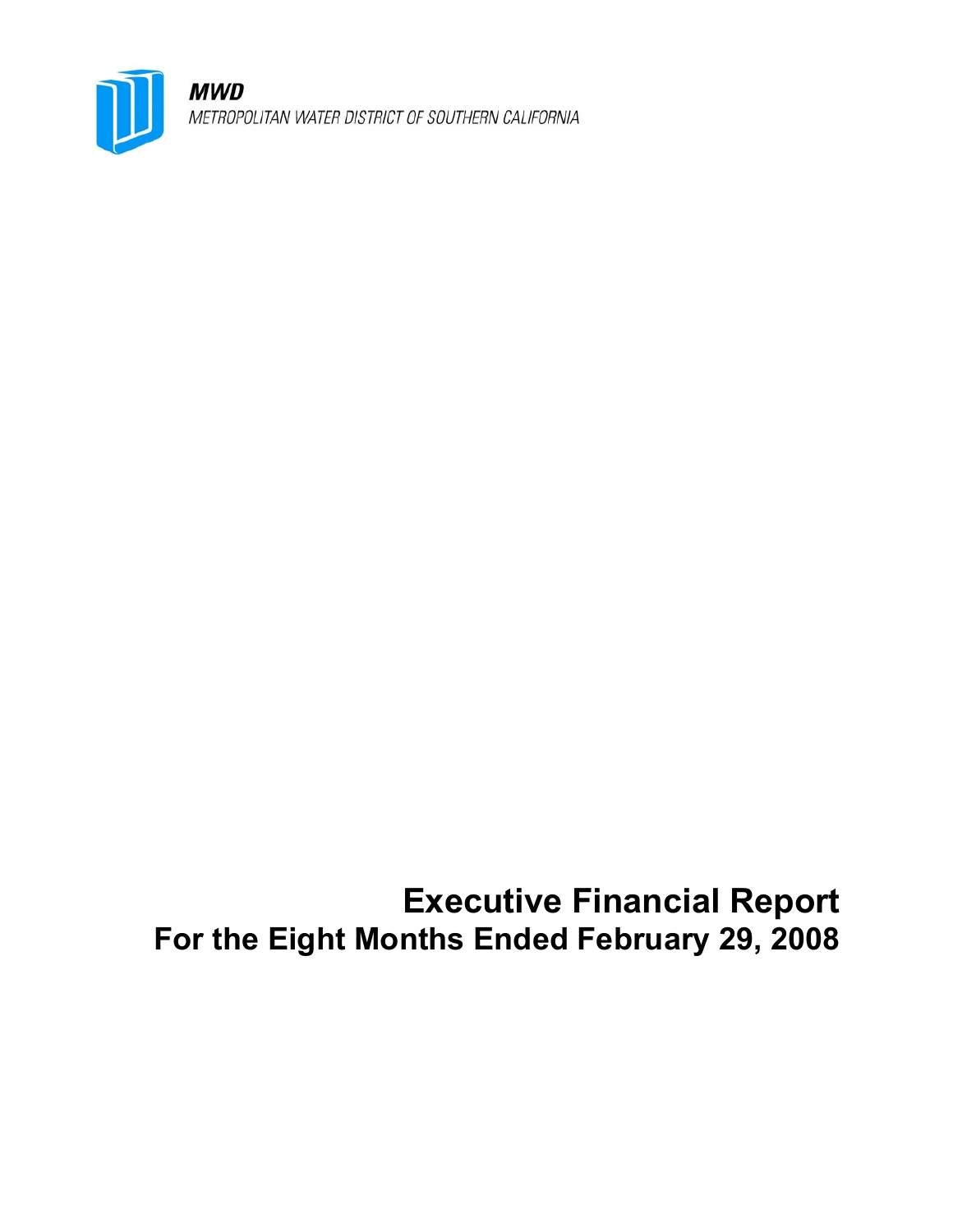**MWD**

*METROPOLITAN WATER DISTRICT OF SOUTHERN CALIFORNIA*

# Executive Financial Report
## For the Eight Months Ended February 29, 2008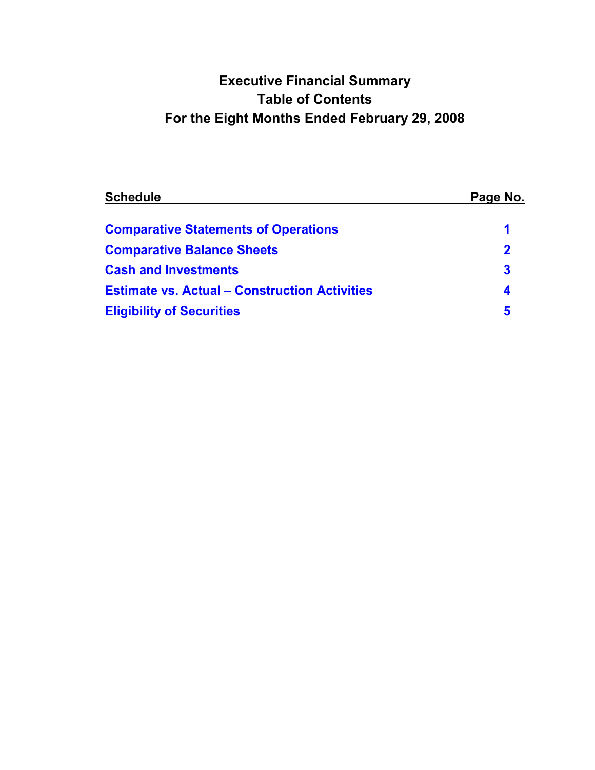# Executive Financial Summary
## Table of Contents
## For the Eight Months Ended February 29, 2008

| Schedule | Page No. |
|---|---|
| Comparative Statements of Operations | 1 |
| Comparative Balance Sheets | 2 |
| Cash and Investments | 3 |
| Estimate vs. Actual – Construction Activities | 4 |
| Eligibility of Securities | 5 |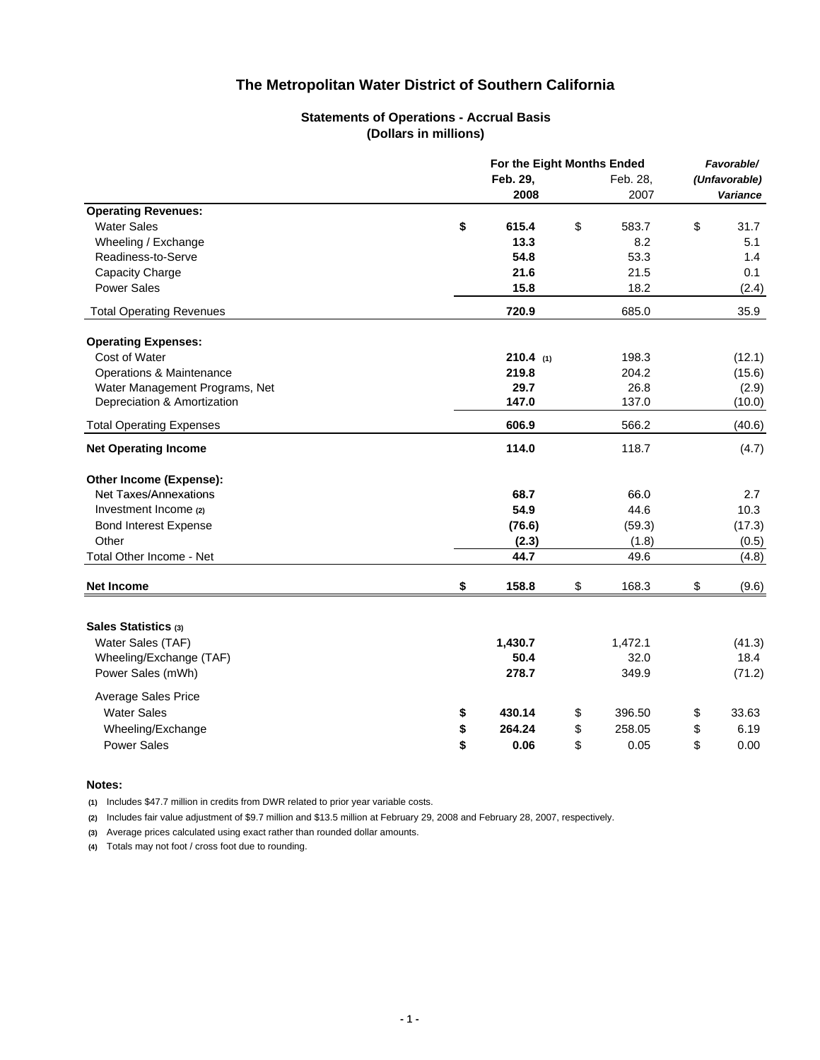# The Metropolitan Water District of Southern California

## Statements of Operations - Accrual Basis
### (Dollars in millions)

| | For the Eight Months Ended | | Favorable/ |
|---|---|---|---|
| | Feb. 29, 2008 | Feb. 28, 2007 | (Unfavorable) Variance |
| **Operating Revenues:** | | | |
| Water Sales | $ 615.4 | $ 583.7 | $ 31.7 |
| Wheeling / Exchange | 13.3 | 8.2 | 5.1 |
| Readiness-to-Serve | 54.8 | 53.3 | 1.4 |
| Capacity Charge | 21.6 | 21.5 | 0.1 |
| Power Sales | 15.8 | 18.2 | (2.4) |
| Total Operating Revenues | 720.9 | 685.0 | 35.9 |
| **Operating Expenses:** | | | |
| Cost of Water | 210.4 (1) | 198.3 | (12.1) |
| Operations & Maintenance | 219.8 | 204.2 | (15.6) |
| Water Management Programs, Net | 29.7 | 26.8 | (2.9) |
| Depreciation & Amortization | 147.0 | 137.0 | (10.0) |
| Total Operating Expenses | 606.9 | 566.2 | (40.6) |
| **Net Operating Income** | 114.0 | 118.7 | (4.7) |
| **Other Income (Expense):** | | | |
| Net Taxes/Annexations | 68.7 | 66.0 | 2.7 |
| Investment Income (2) | 54.9 | 44.6 | 10.3 |
| Bond Interest Expense | (76.6) | (59.3) | (17.3) |
| Other | (2.3) | (1.8) | (0.5) |
| Total Other Income - Net | 44.7 | 49.6 | (4.8) |
| **Net Income** | $ 158.8 | $ 168.3 | $ (9.6) |
| **Sales Statistics (3)** | | | |
| Water Sales (TAF) | 1,430.7 | 1,472.1 | (41.3) |
| Wheeling/Exchange (TAF) | 50.4 | 32.0 | 18.4 |
| Power Sales (mWh) | 278.7 | 349.9 | (71.2) |
| Average Sales Price | | | |
| Water Sales | $ 430.14 | $ 396.50 | $ 33.63 |
| Wheeling/Exchange | $ 264.24 | $ 258.05 | $ 6.19 |
| Power Sales | $ 0.06 | $ 0.05 | $ 0.00 |

**Notes:**

(1) Includes $47.7 million in credits from DWR related to prior year variable costs.

(2) Includes fair value adjustment of $9.7 million and $13.5 million at February 29, 2008 and February 28, 2007, respectively.

(3) Average prices calculated using exact rather than rounded dollar amounts.

(4) Totals may not foot / cross foot due to rounding.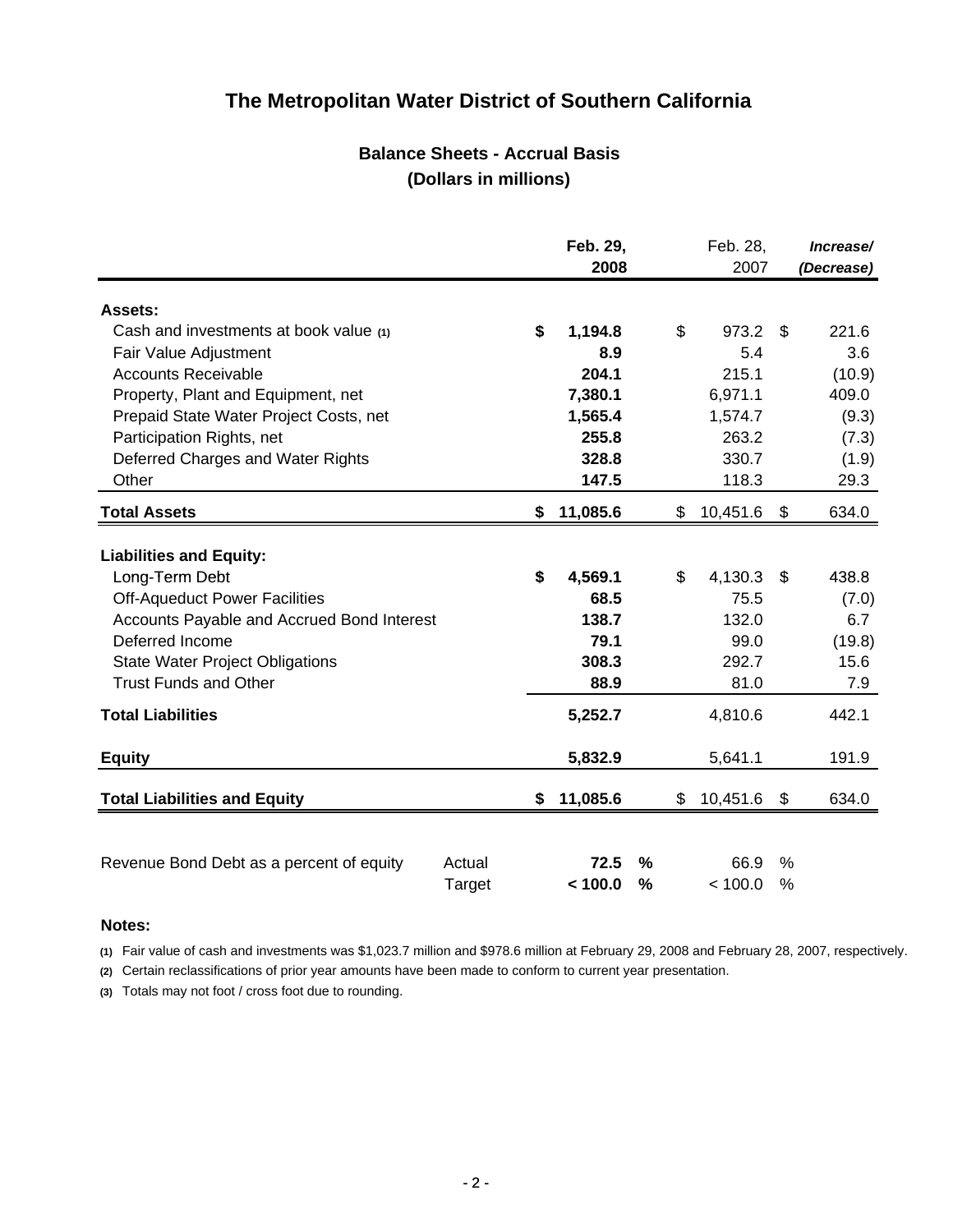# The Metropolitan Water District of Southern California

## Balance Sheets - Accrual Basis
## (Dollars in millions)

| | | Feb. 29, 2008 | | Feb. 28, 2007 | | *Increase/ (Decrease)* |
|---|---|---|---|---|---|---|
| **Assets:** | | | | | | |
| Cash and investments at book value (1) | | **$ 1,194.8** | | $ 973.2 | | $ 221.6 |
| Fair Value Adjustment | | **8.9** | | 5.4 | | 3.6 |
| Accounts Receivable | | **204.1** | | 215.1 | | (10.9) |
| Property, Plant and Equipment, net | | **7,380.1** | | 6,971.1 | | 409.0 |
| Prepaid State Water Project Costs, net | | **1,565.4** | | 1,574.7 | | (9.3) |
| Participation Rights, net | | **255.8** | | 263.2 | | (7.3) |
| Deferred Charges and Water Rights | | **328.8** | | 330.7 | | (1.9) |
| Other | | **147.5** | | 118.3 | | 29.3 |
| **Total Assets** | | **$ 11,085.6** | | $ 10,451.6 | | $ 634.0 |
| **Liabilities and Equity:** | | | | | | |
| Long-Term Debt | | **$ 4,569.1** | | $ 4,130.3 | | $ 438.8 |
| Off-Aqueduct Power Facilities | | **68.5** | | 75.5 | | (7.0) |
| Accounts Payable and Accrued Bond Interest | | **138.7** | | 132.0 | | 6.7 |
| Deferred Income | | **79.1** | | 99.0 | | (19.8) |
| State Water Project Obligations | | **308.3** | | 292.7 | | 15.6 |
| Trust Funds and Other | | **88.9** | | 81.0 | | 7.9 |
| **Total Liabilities** | | **5,252.7** | | 4,810.6 | | 442.1 |
| **Equity** | | **5,832.9** | | 5,641.1 | | 191.9 |
| **Total Liabilities and Equity** | | **$ 11,085.6** | | $ 10,451.6 | | $ 634.0 |
| Revenue Bond Debt as a percent of equity | Actual | **72.5** | **%** | 66.9 | % | |
| | Target | **< 100.0** | **%** | < 100.0 | % | |

**Notes:**

(1) Fair value of cash and investments was $1,023.7 million and $978.6 million at February 29, 2008 and February 28, 2007, respectively.

(2) Certain reclassifications of prior year amounts have been made to conform to current year presentation.

(3) Totals may not foot / cross foot due to rounding.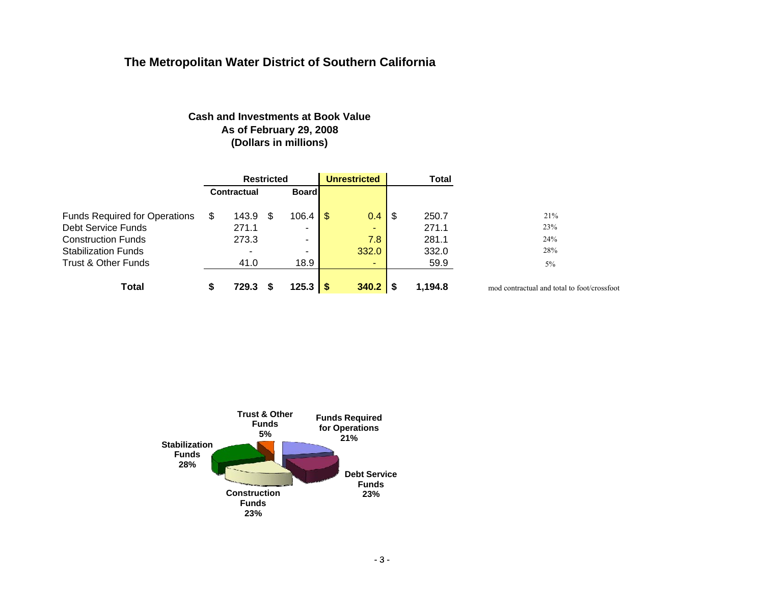## The Metropolitan Water District of Southern California

**Cash and Investments at Book Value**
**As of February 29, 2008**
**(Dollars in millions)**

| | Restricted | | Unrestricted | Total | |
|---|---|---|---|---|---|
| | Contractual | Board | | | |
| Funds Required for Operations | $ 143.9 | $ 106.4 | $ 0.4 | $ 250.7 | 21% |
| Debt Service Funds | 271.1 | - | - | 271.1 | 23% |
| Construction Funds | 273.3 | - | 7.8 | 281.1 | 24% |
| Stabilization Funds | - | - | 332.0 | 332.0 | 28% |
| Trust & Other Funds | 41.0 | 18.9 | - | 59.9 | 5% |
| **Total** | **$ 729.3** | **$ 125.3** | **$ 340.2** | **$ 1,194.8** | mod contractual and total to foot/crossfoot |

Trust & Other Funds 5%
Funds Required for Operations 21%
Debt Service Funds 23%
Construction Funds 23%
Stabilization Funds 28%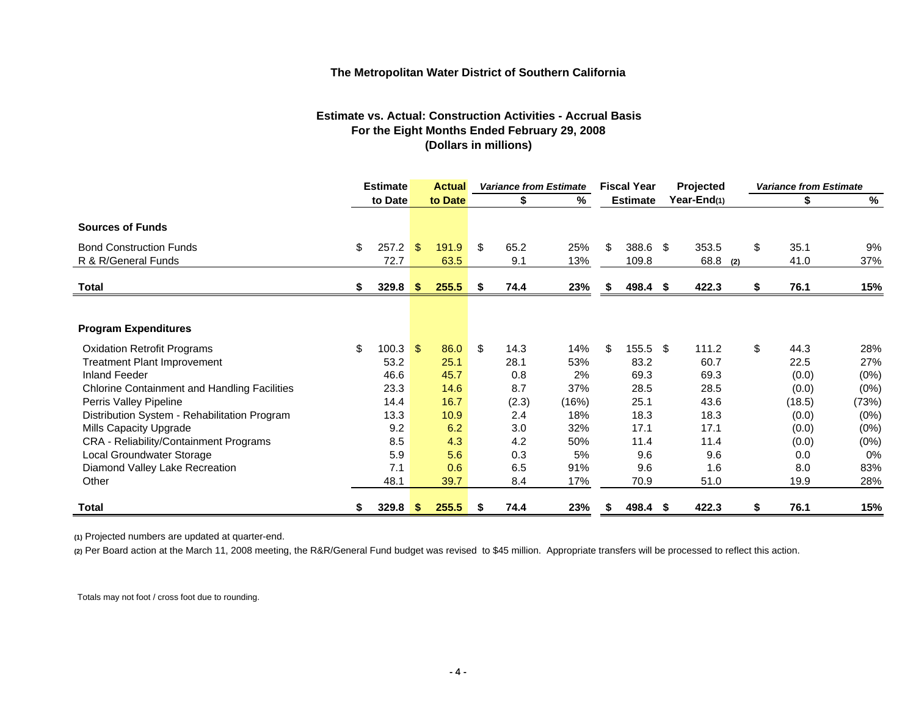**The Metropolitan Water District of Southern California**

**Estimate vs. Actual: Construction Activities - Accrual Basis**
**For the Eight Months Ended February 29, 2008**
**(Dollars in millions)**

| | Estimate to Date | Actual to Date | *Variance from Estimate* | | Fiscal Year Estimate | Projected Year-End(1) | *Variance from Estimate* | |
|---|---|---|---|---|---|---|---|---|
| | | | **\$** | **%** | | | **\$** | **%** |
| **Sources of Funds** | | | | | | | | |
| Bond Construction Funds | \$ 257.2 | \$ 191.9 | \$ 65.2 | 25% | \$ 388.6 | \$ 353.5 | \$ 35.1 | 9% |
| R & R/General Funds | 72.7 | 63.5 | 9.1 | 13% | 109.8 | 68.8 (2) | 41.0 | 37% |
| **Total** | **\$ 329.8** | **\$ 255.5** | **\$ 74.4** | **23%** | **\$ 498.4** | **\$ 422.3** | **\$ 76.1** | **15%** |
| **Program Expenditures** | | | | | | | | |
| Oxidation Retrofit Programs | \$ 100.3 | \$ 86.0 | \$ 14.3 | 14% | \$ 155.5 | \$ 111.2 | \$ 44.3 | 28% |
| Treatment Plant Improvement | 53.2 | 25.1 | 28.1 | 53% | 83.2 | 60.7 | 22.5 | 27% |
| Inland Feeder | 46.6 | 45.7 | 0.8 | 2% | 69.3 | 69.3 | (0.0) | (0%) |
| Chlorine Containment and Handling Facilities | 23.3 | 14.6 | 8.7 | 37% | 28.5 | 28.5 | (0.0) | (0%) |
| Perris Valley Pipeline | 14.4 | 16.7 | (2.3) | (16%) | 25.1 | 43.6 | (18.5) | (73%) |
| Distribution System - Rehabilitation Program | 13.3 | 10.9 | 2.4 | 18% | 18.3 | 18.3 | (0.0) | (0%) |
| Mills Capacity Upgrade | 9.2 | 6.2 | 3.0 | 32% | 17.1 | 17.1 | (0.0) | (0%) |
| CRA - Reliability/Containment Programs | 8.5 | 4.3 | 4.2 | 50% | 11.4 | 11.4 | (0.0) | (0%) |
| Local Groundwater Storage | 5.9 | 5.6 | 0.3 | 5% | 9.6 | 9.6 | 0.0 | 0% |
| Diamond Valley Lake Recreation | 7.1 | 0.6 | 6.5 | 91% | 9.6 | 1.6 | 8.0 | 83% |
| Other | 48.1 | 39.7 | 8.4 | 17% | 70.9 | 51.0 | 19.9 | 28% |
| **Total** | **\$ 329.8** | **\$ 255.5** | **\$ 74.4** | **23%** | **\$ 498.4** | **\$ 422.3** | **\$ 76.1** | **15%** |

(1) Projected numbers are updated at quarter-end.

(2) Per Board action at the March 11, 2008 meeting, the R&R/General Fund budget was revised to $45 million. Appropriate transfers will be processed to reflect this action.

Totals may not foot / cross foot due to rounding.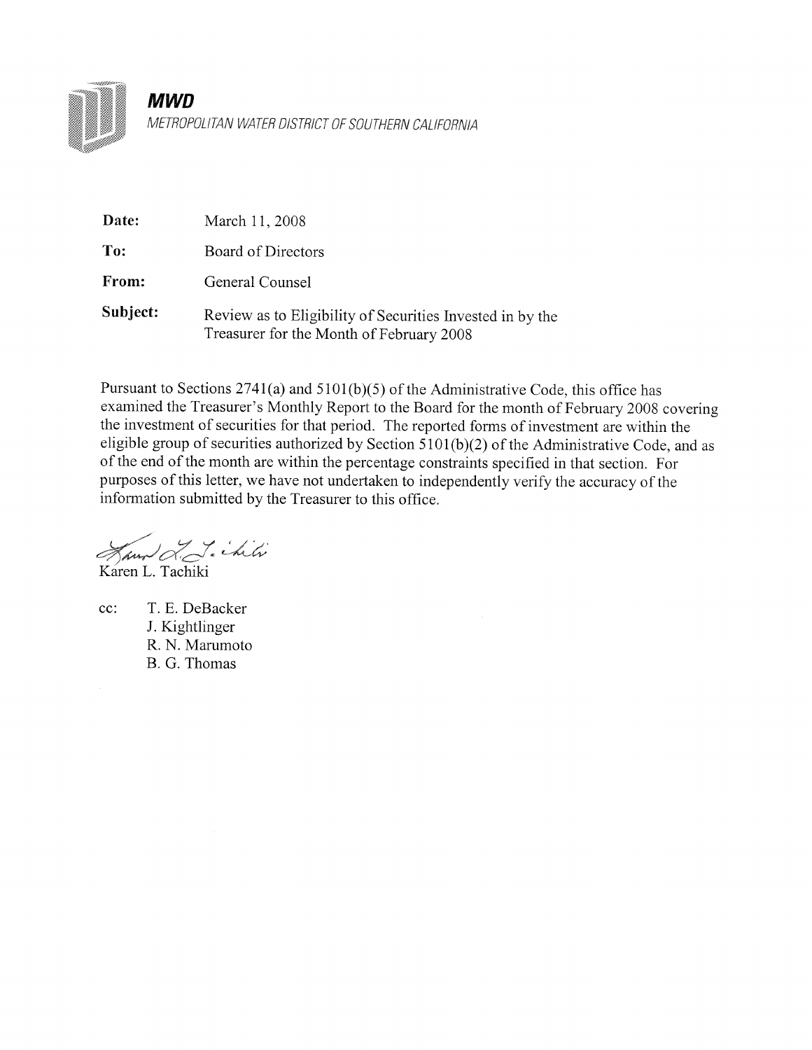**MWD**

*METROPOLITAN WATER DISTRICT OF SOUTHERN CALIFORNIA*

| | |
|---|---|
| **Date:** | March 11, 2008 |
| **To:** | Board of Directors |
| **From:** | General Counsel |
| **Subject:** | Review as to Eligibility of Securities Invested in by the Treasurer for the Month of February 2008 |

Pursuant to Sections 2741(a) and 5101(b)(5) of the Administrative Code, this office has examined the Treasurer's Monthly Report to the Board for the month of February 2008 covering the investment of securities for that period. The reported forms of investment are within the eligible group of securities authorized by Section 5101(b)(2) of the Administrative Code, and as of the end of the month are within the percentage constraints specified in that section. For purposes of this letter, we have not undertaken to independently verify the accuracy of the information submitted by the Treasurer to this office.

Karen L. Tachiki

cc: T. E. DeBacker
J. Kightlinger
R. N. Marumoto
B. G. Thomas